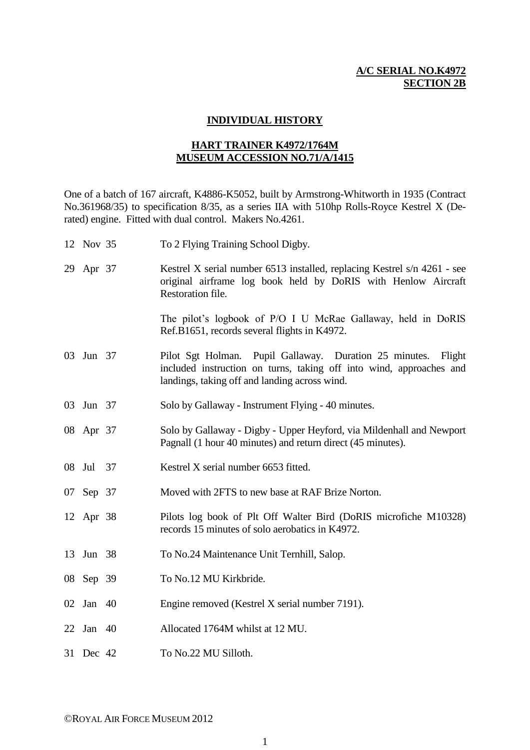**A/C SERIAL NO.K4972**
**SECTION 2B**

# INDIVIDUAL HISTORY

## HART TRAINER K4972/1764M
## MUSEUM ACCESSION NO.71/A/1415

One of a batch of 167 aircraft, K4886-K5052, built by Armstrong-Whitworth in 1935 (Contract No.361968/35) to specification 8/35, as a series IIA with 510hp Rolls-Royce Kestrel X (De-rated) engine. Fitted with dual control. Makers No.4261.

| | |
|---|---|
| 12 Nov 35 | To 2 Flying Training School Digby. |
| 29 Apr 37 | Kestrel X serial number 6513 installed, replacing Kestrel s/n 4261 - see original airframe log book held by DoRIS with Henlow Aircraft Restoration file.<br><br>The pilot's logbook of P/O I U McRae Gallaway, held in DoRIS Ref.B1651, records several flights in K4972. |
| 03 Jun 37 | Pilot Sgt Holman. Pupil Gallaway. Duration 25 minutes. Flight included instruction on turns, taking off into wind, approaches and landings, taking off and landing across wind. |
| 03 Jun 37 | Solo by Gallaway - Instrument Flying - 40 minutes. |
| 08 Apr 37 | Solo by Gallaway - Digby - Upper Heyford, via Mildenhall and Newport Pagnall (1 hour 40 minutes) and return direct (45 minutes). |
| 08 Jul 37 | Kestrel X serial number 6653 fitted. |
| 07 Sep 37 | Moved with 2FTS to new base at RAF Brize Norton. |
| 12 Apr 38 | Pilots log book of Plt Off Walter Bird (DoRIS microfiche M10328) records 15 minutes of solo aerobatics in K4972. |
| 13 Jun 38 | To No.24 Maintenance Unit Ternhill, Salop. |
| 08 Sep 39 | To No.12 MU Kirkbride. |
| 02 Jan 40 | Engine removed (Kestrel X serial number 7191). |
| 22 Jan 40 | Allocated 1764M whilst at 12 MU. |
| 31 Dec 42 | To No.22 MU Silloth. |

©ROYAL AIR FORCE MUSEUM 2012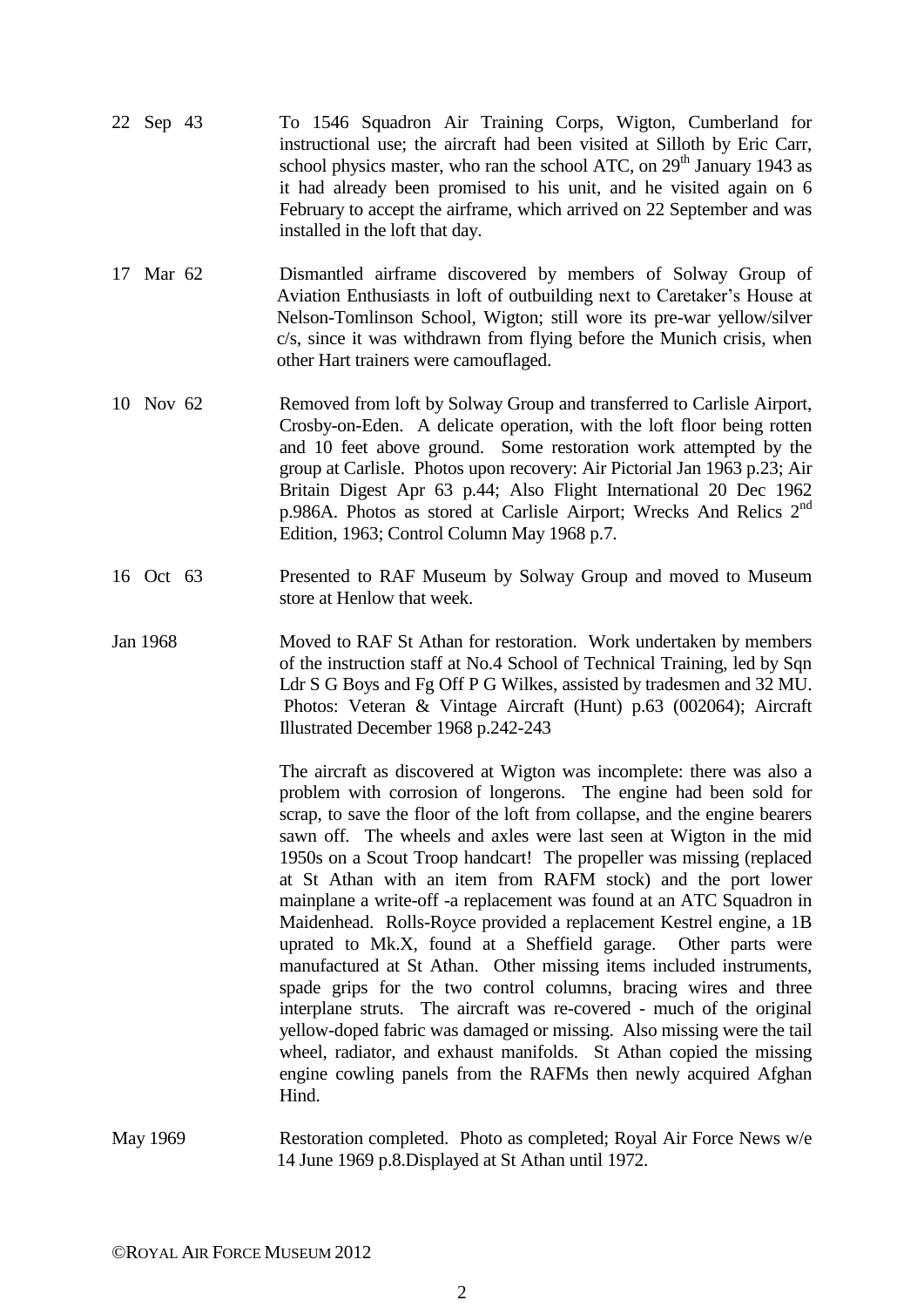| | |
|---|---|
| 22 Sep 43 | To 1546 Squadron Air Training Corps, Wigton, Cumberland for instructional use; the aircraft had been visited at Silloth by Eric Carr, school physics master, who ran the school ATC, on 29th January 1943 as it had already been promised to his unit, and he visited again on 6 February to accept the airframe, which arrived on 22 September and was installed in the loft that day. |
| 17 Mar 62 | Dismantled airframe discovered by members of Solway Group of Aviation Enthusiasts in loft of outbuilding next to Caretaker's House at Nelson-Tomlinson School, Wigton; still wore its pre-war yellow/silver c/s, since it was withdrawn from flying before the Munich crisis, when other Hart trainers were camouflaged. |
| 10 Nov 62 | Removed from loft by Solway Group and transferred to Carlisle Airport, Crosby-on-Eden. A delicate operation, with the loft floor being rotten and 10 feet above ground. Some restoration work attempted by the group at Carlisle. Photos upon recovery: Air Pictorial Jan 1963 p.23; Air Britain Digest Apr 63 p.44; Also Flight International 20 Dec 1962 p.986A. Photos as stored at Carlisle Airport; Wrecks And Relics 2nd Edition, 1963; Control Column May 1968 p.7. |
| 16 Oct 63 | Presented to RAF Museum by Solway Group and moved to Museum store at Henlow that week. |
| Jan 1968 | Moved to RAF St Athan for restoration. Work undertaken by members of the instruction staff at No.4 School of Technical Training, led by Sqn Ldr S G Boys and Fg Off P G Wilkes, assisted by tradesmen and 32 MU. Photos: Veteran & Vintage Aircraft (Hunt) p.63 (002064); Aircraft Illustrated December 1968 p.242-243<br><br>The aircraft as discovered at Wigton was incomplete: there was also a problem with corrosion of longerons. The engine had been sold for scrap, to save the floor of the loft from collapse, and the engine bearers sawn off. The wheels and axles were last seen at Wigton in the mid 1950s on a Scout Troop handcart! The propeller was missing (replaced at St Athan with an item from RAFM stock) and the port lower mainplane a write-off -a replacement was found at an ATC Squadron in Maidenhead. Rolls-Royce provided a replacement Kestrel engine, a 1B uprated to Mk.X, found at a Sheffield garage. Other parts were manufactured at St Athan. Other missing items included instruments, spade grips for the two control columns, bracing wires and three interplane struts. The aircraft was re-covered - much of the original yellow-doped fabric was damaged or missing. Also missing were the tail wheel, radiator, and exhaust manifolds. St Athan copied the missing engine cowling panels from the RAFMs then newly acquired Afghan Hind. |
| May 1969 | Restoration completed. Photo as completed; Royal Air Force News w/e 14 June 1969 p.8.Displayed at St Athan until 1972. |

©ROYAL AIR FORCE MUSEUM 2012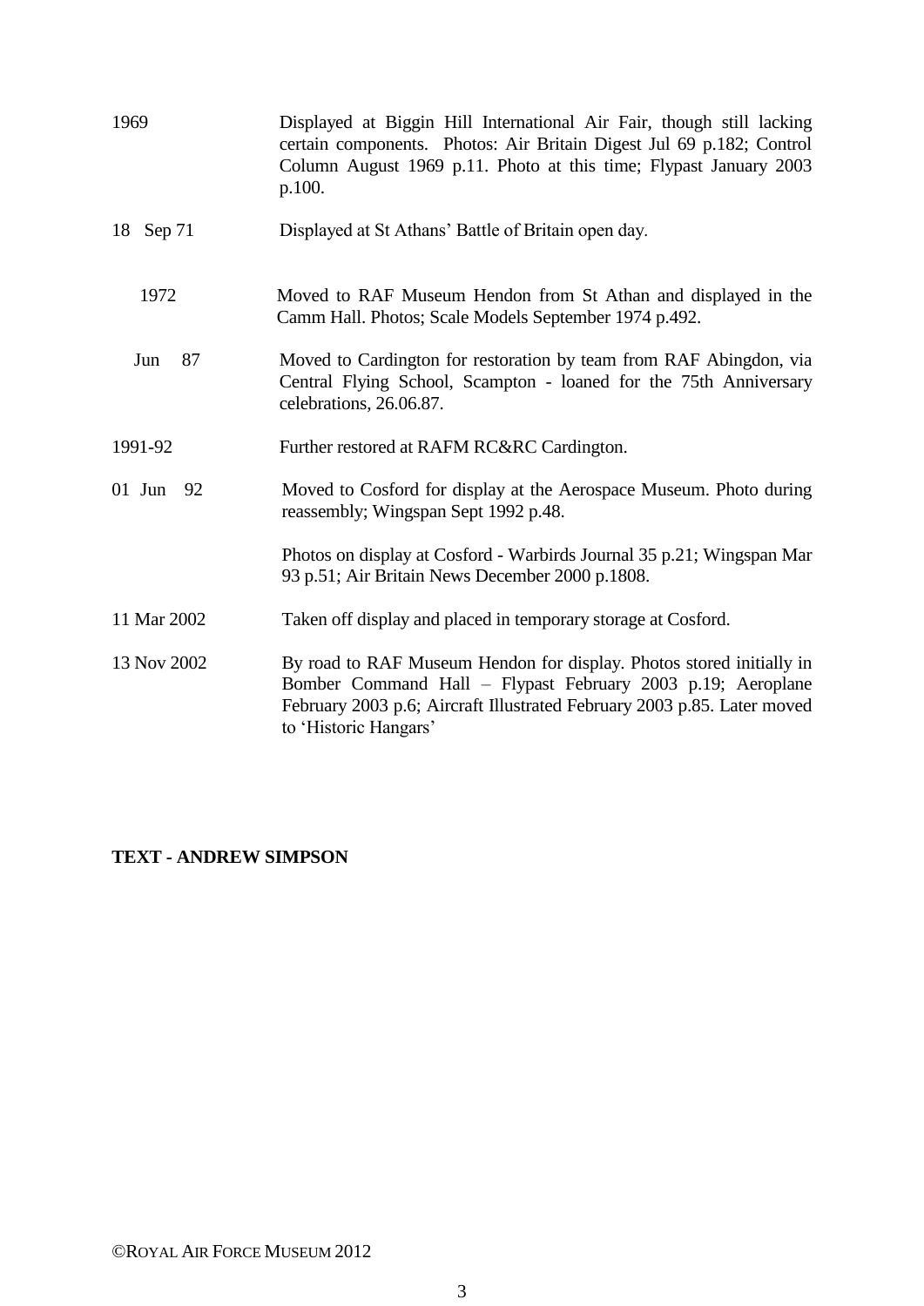| | |
|---|---|
| 1969 | Displayed at Biggin Hill International Air Fair, though still lacking certain components. Photos: Air Britain Digest Jul 69 p.182; Control Column August 1969 p.11. Photo at this time; Flypast January 2003 p.100. |
| 18 Sep 71 | Displayed at St Athans' Battle of Britain open day. |
| 1972 | Moved to RAF Museum Hendon from St Athan and displayed in the Camm Hall. Photos; Scale Models September 1974 p.492. |
| Jun 87 | Moved to Cardington for restoration by team from RAF Abingdon, via Central Flying School, Scampton - loaned for the 75th Anniversary celebrations, 26.06.87. |
| 1991-92 | Further restored at RAFM RC&RC Cardington. |
| 01 Jun 92 | Moved to Cosford for display at the Aerospace Museum. Photo during reassembly; Wingspan Sept 1992 p.48. |
| | Photos on display at Cosford - Warbirds Journal 35 p.21; Wingspan Mar 93 p.51; Air Britain News December 2000 p.1808. |
| 11 Mar 2002 | Taken off display and placed in temporary storage at Cosford. |
| 13 Nov 2002 | By road to RAF Museum Hendon for display. Photos stored initially in Bomber Command Hall – Flypast February 2003 p.19; Aeroplane February 2003 p.6; Aircraft Illustrated February 2003 p.85. Later moved to 'Historic Hangars' |

**TEXT - ANDREW SIMPSON**

©ROYAL AIR FORCE MUSEUM 2012